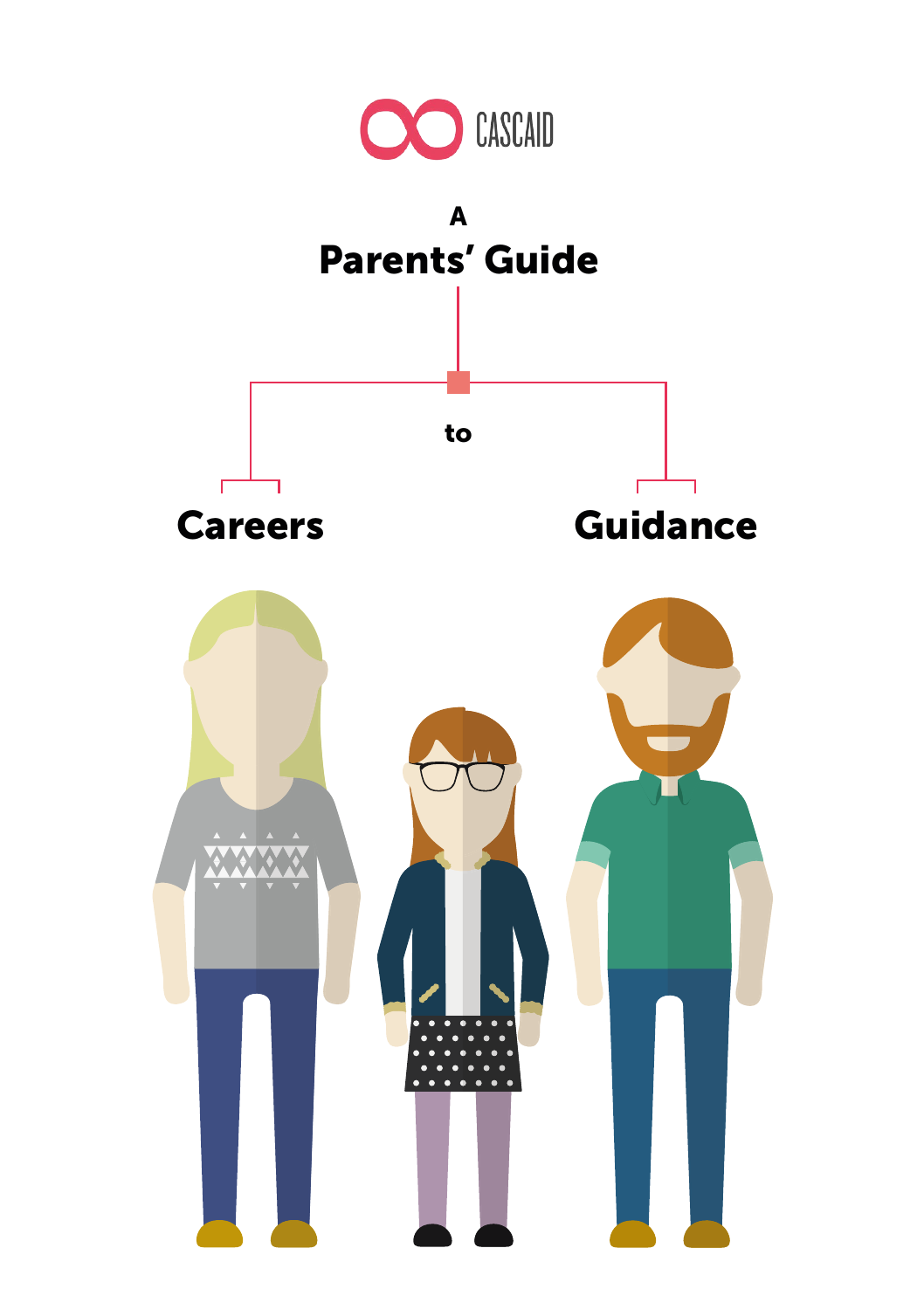CASCAID

# A Parents' Guide to Careers Guidance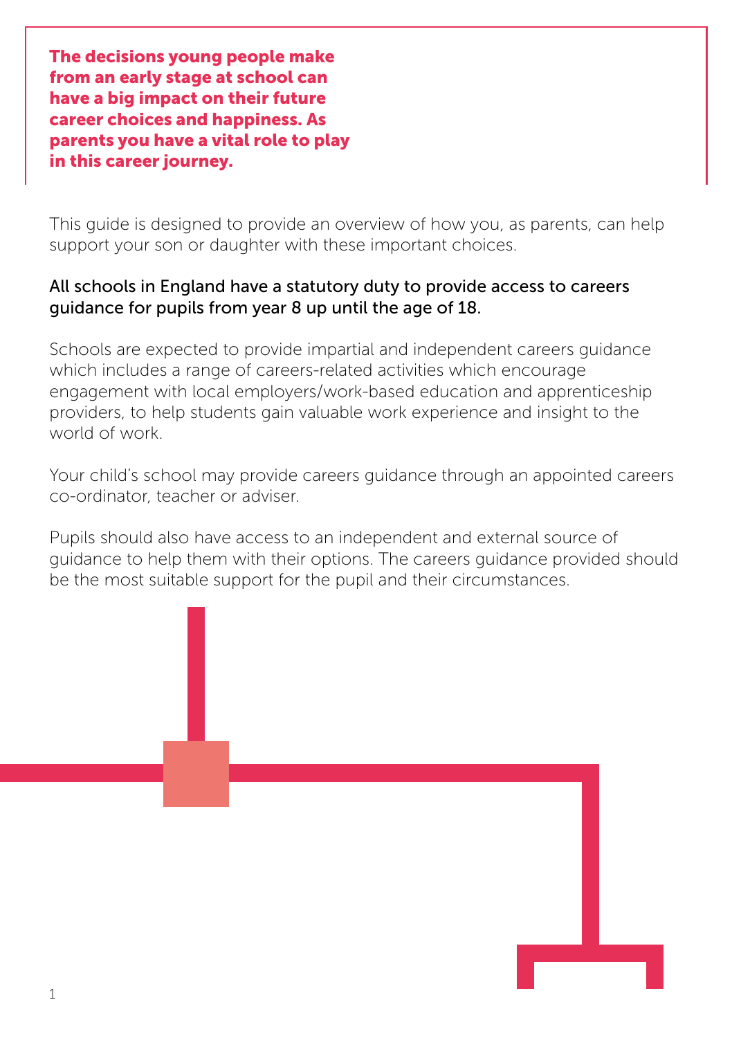**The decisions young people make from an early stage at school can have a big impact on their future career choices and happiness. As parents you have a vital role to play in this career journey.**

This guide is designed to provide an overview of how you, as parents, can help support your son or daughter with these important choices.

All schools in England have a statutory duty to provide access to careers guidance for pupils from year 8 up until the age of 18.

Schools are expected to provide impartial and independent careers guidance which includes a range of careers-related activities which encourage engagement with local employers/work-based education and apprenticeship providers, to help students gain valuable work experience and insight to the world of work.

Your child's school may provide careers guidance through an appointed careers co-ordinator, teacher or adviser.

Pupils should also have access to an independent and external source of guidance to help them with their options. The careers guidance provided should be the most suitable support for the pupil and their circumstances.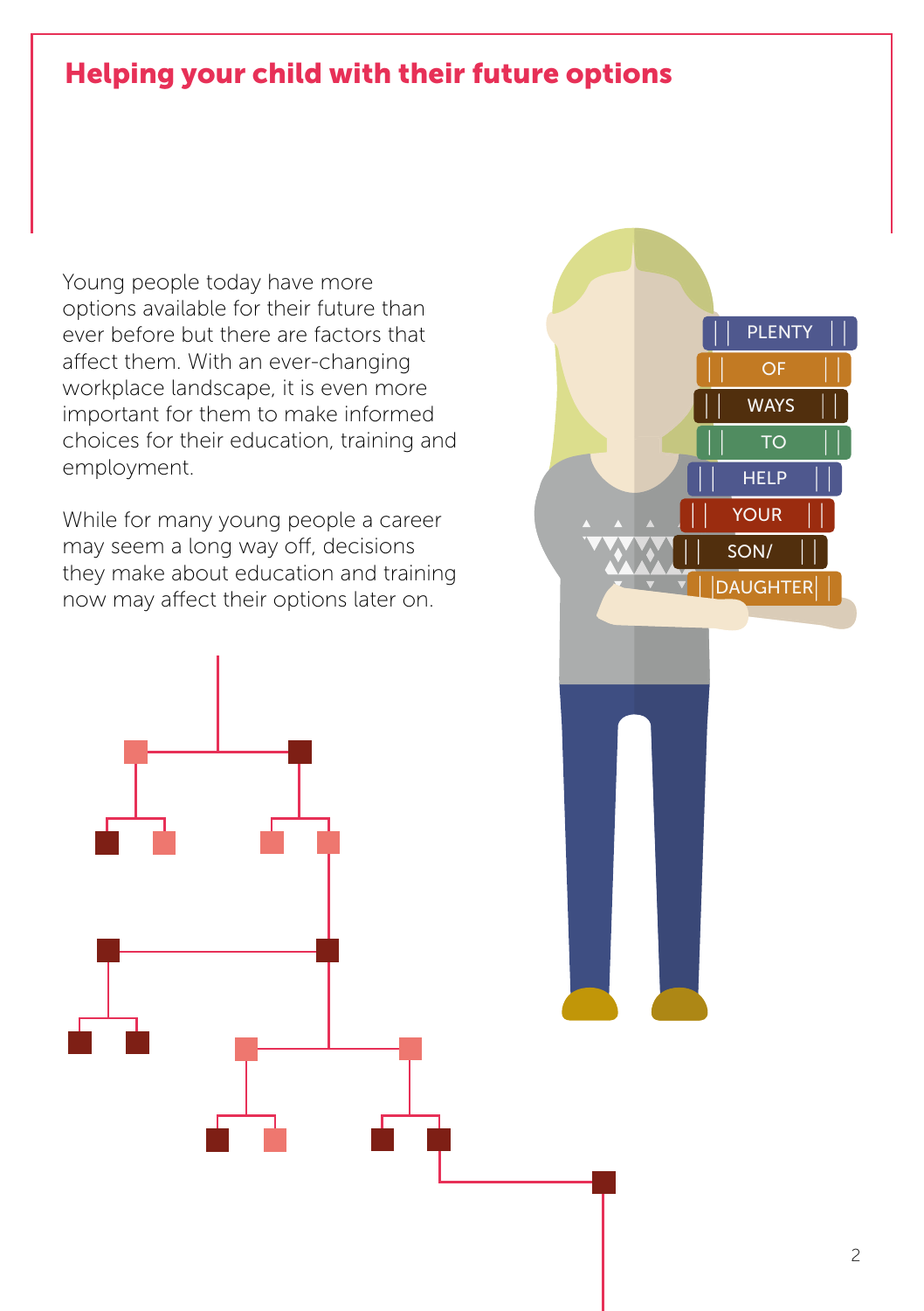# Helping your child with their future options

Young people today have more options available for their future than ever before but there are factors that affect them. With an ever-changing workplace landscape, it is even more important for them to make informed choices for their education, training and employment.

While for many young people a career may seem a long way off, decisions they make about education and training now may affect their options later on.

PLENTY OF WAYS TO HELP YOUR SON/DAUGHTER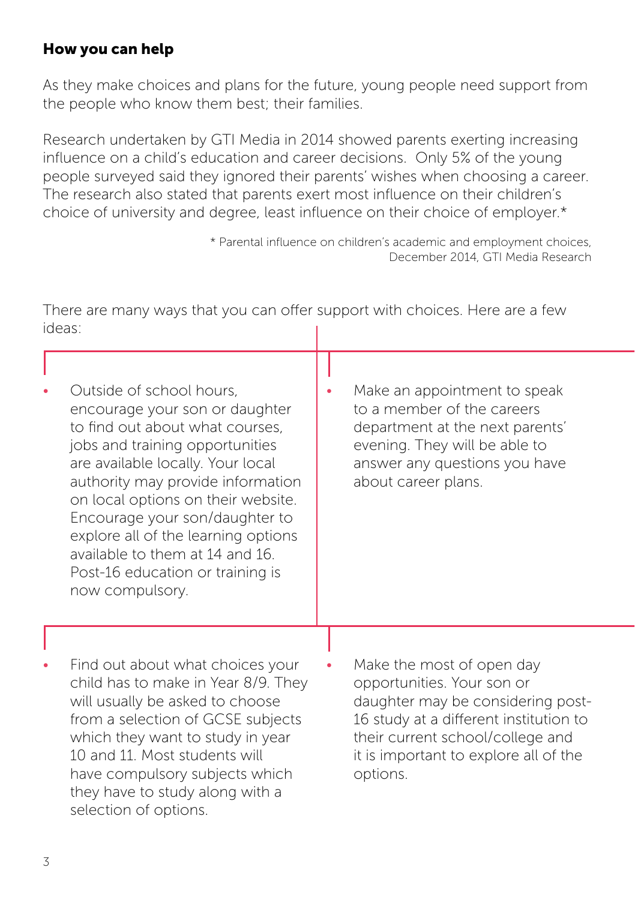## How you can help

As they make choices and plans for the future, young people need support from the people who know them best; their families.

Research undertaken by GTI Media in 2014 showed parents exerting increasing influence on a child's education and career decisions. Only 5% of the young people surveyed said they ignored their parents' wishes when choosing a career. The research also stated that parents exert most influence on their children's choice of university and degree, least influence on their choice of employer.*

\* Parental influence on children's academic and employment choices, December 2014, GTI Media Research

There are many ways that you can offer support with choices. Here are a few ideas:

- Outside of school hours, encourage your son or daughter to find out about what courses, jobs and training opportunities are available locally. Your local authority may provide information on local options on their website. Encourage your son/daughter to explore all of the learning options available to them at 14 and 16. Post-16 education or training is now compulsory.

- Make an appointment to speak to a member of the careers department at the next parents' evening. They will be able to answer any questions you have about career plans.

- Find out about what choices your child has to make in Year 8/9. They will usually be asked to choose from a selection of GCSE subjects which they want to study in year 10 and 11. Most students will have compulsory subjects which they have to study along with a selection of options.

- Make the most of open day opportunities. Your son or daughter may be considering post-16 study at a different institution to their current school/college and it is important to explore all of the options.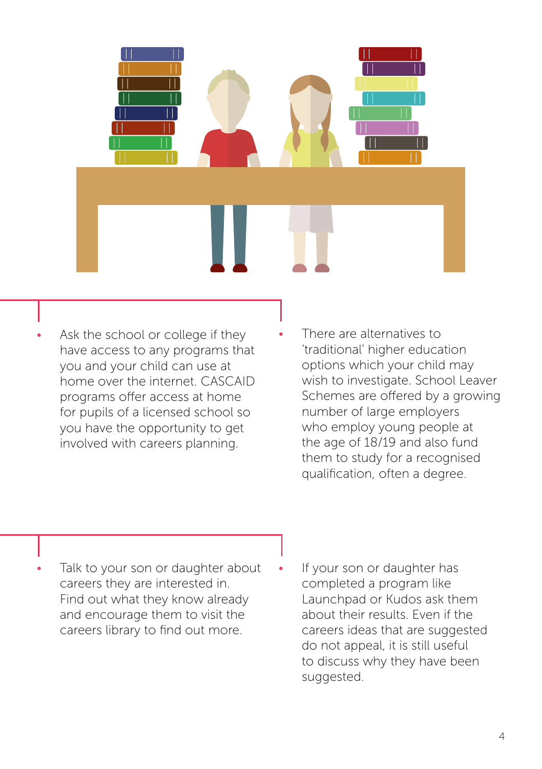- Ask the school or college if they have access to any programs that you and your child can use at home over the internet. CASCAID programs offer access at home for pupils of a licensed school so you have the opportunity to get involved with careers planning.

- There are alternatives to 'traditional' higher education options which your child may wish to investigate. School Leaver Schemes are offered by a growing number of large employers who employ young people at the age of 18/19 and also fund them to study for a recognised qualification, often a degree.

- Talk to your son or daughter about careers they are interested in. Find out what they know already and encourage them to visit the careers library to find out more.

- If your son or daughter has completed a program like Launchpad or Kudos ask them about their results. Even if the careers ideas that are suggested do not appeal, it is still useful to discuss why they have been suggested.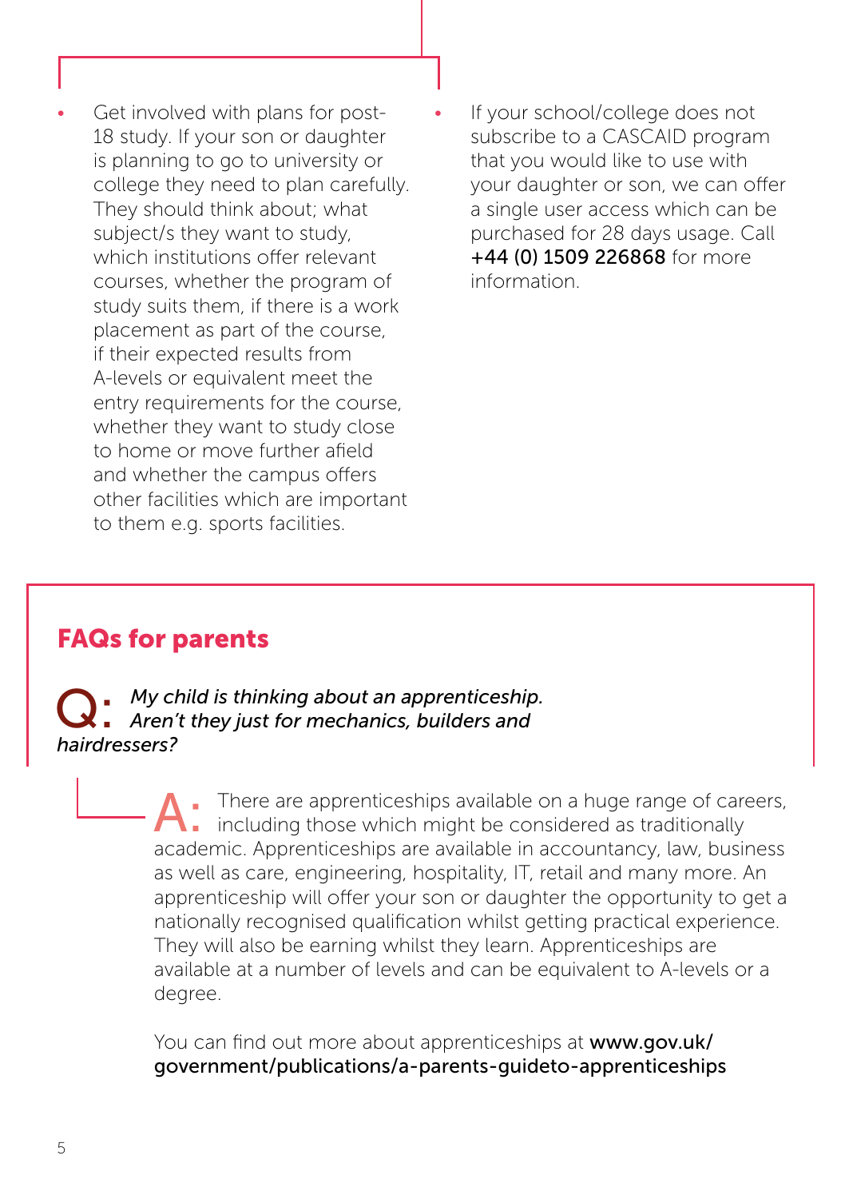- Get involved with plans for post-18 study. If your son or daughter is planning to go to university or college they need to plan carefully. They should think about; what subject/s they want to study, which institutions offer relevant courses, whether the program of study suits them, if there is a work placement as part of the course, if their expected results from A-levels or equivalent meet the entry requirements for the course, whether they want to study close to home or move further afield and whether the campus offers other facilities which are important to them e.g. sports facilities.
- If your school/college does not subscribe to a CASCAID program that you would like to use with your daughter or son, we can offer a single user access which can be purchased for 28 days usage. Call **+44 (0) 1509 226868** for more information.

## FAQs for parents

**Q:** *My child is thinking about an apprenticeship. Aren't they just for mechanics, builders and hairdressers?*

**A:** There are apprenticeships available on a huge range of careers, including those which might be considered as traditionally academic. Apprenticeships are available in accountancy, law, business as well as care, engineering, hospitality, IT, retail and many more. An apprenticeship will offer your son or daughter the opportunity to get a nationally recognised qualification whilst getting practical experience. They will also be earning whilst they learn. Apprenticeships are available at a number of levels and can be equivalent to A-levels or a degree.

You can find out more about apprenticeships at **www.gov.uk/government/publications/a-parents-guideto-apprenticeships**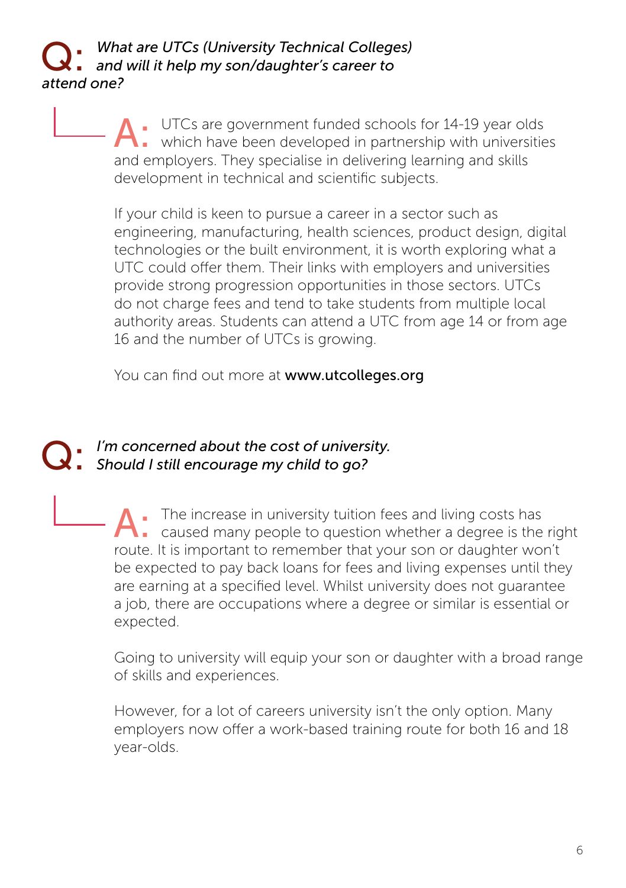## Q: *What are UTCs (University Technical Colleges) and will it help my son/daughter's career to attend one?*

**A:** UTCs are government funded schools for 14-19 year olds which have been developed in partnership with universities and employers. They specialise in delivering learning and skills development in technical and scientific subjects.

If your child is keen to pursue a career in a sector such as engineering, manufacturing, health sciences, product design, digital technologies or the built environment, it is worth exploring what a UTC could offer them. Their links with employers and universities provide strong progression opportunities in those sectors. UTCs do not charge fees and tend to take students from multiple local authority areas. Students can attend a UTC from age 14 or from age 16 and the number of UTCs is growing.

You can find out more at **www.utcolleges.org**

## Q: *I'm concerned about the cost of university. Should I still encourage my child to go?*

**A:** The increase in university tuition fees and living costs has caused many people to question whether a degree is the right route. It is important to remember that your son or daughter won't be expected to pay back loans for fees and living expenses until they are earning at a specified level. Whilst university does not guarantee a job, there are occupations where a degree or similar is essential or expected.

Going to university will equip your son or daughter with a broad range of skills and experiences.

However, for a lot of careers university isn't the only option. Many employers now offer a work-based training route for both 16 and 18 year-olds.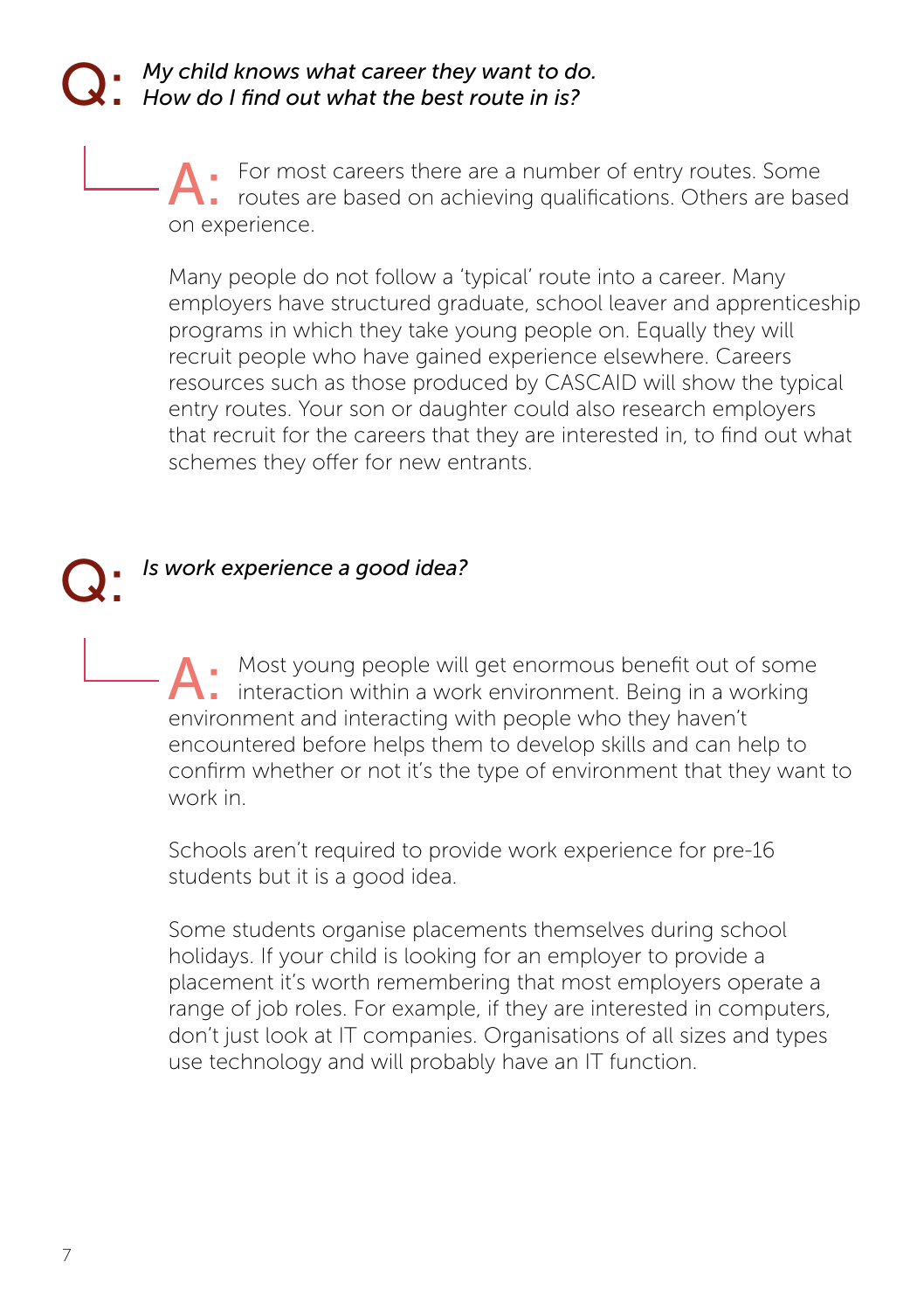**Q:** *My child knows what career they want to do. How do I find out what the best route in is?*

**A:** For most careers there are a number of entry routes. Some routes are based on achieving qualifications. Others are based on experience.

Many people do not follow a 'typical' route into a career. Many employers have structured graduate, school leaver and apprenticeship programs in which they take young people on. Equally they will recruit people who have gained experience elsewhere. Careers resources such as those produced by CASCAID will show the typical entry routes. Your son or daughter could also research employers that recruit for the careers that they are interested in, to find out what schemes they offer for new entrants.

**Q:** *Is work experience a good idea?*

**A:** Most young people will get enormous benefit out of some interaction within a work environment. Being in a working environment and interacting with people who they haven't encountered before helps them to develop skills and can help to confirm whether or not it's the type of environment that they want to work in.

Schools aren't required to provide work experience for pre-16 students but it is a good idea.

Some students organise placements themselves during school holidays. If your child is looking for an employer to provide a placement it's worth remembering that most employers operate a range of job roles. For example, if they are interested in computers, don't just look at IT companies. Organisations of all sizes and types use technology and will probably have an IT function.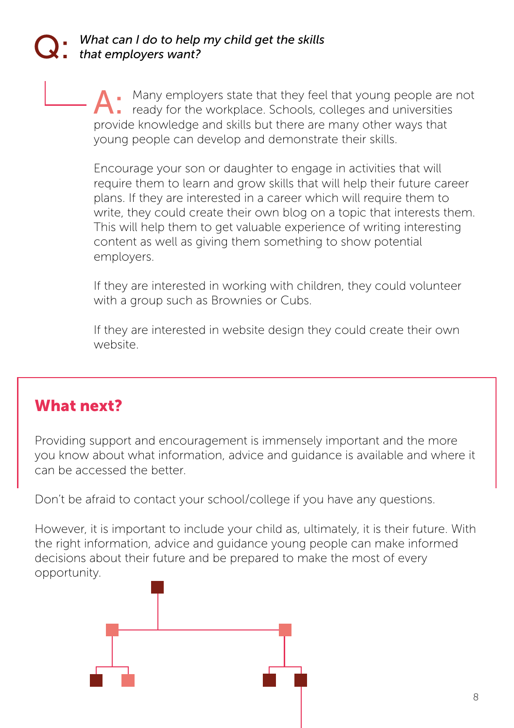**Q:** *What can I do to help my child get the skills that employers want?*

**A:** Many employers state that they feel that young people are not ready for the workplace. Schools, colleges and universities provide knowledge and skills but there are many other ways that young people can develop and demonstrate their skills.

Encourage your son or daughter to engage in activities that will require them to learn and grow skills that will help their future career plans. If they are interested in a career which will require them to write, they could create their own blog on a topic that interests them. This will help them to get valuable experience of writing interesting content as well as giving them something to show potential employers.

If they are interested in working with children, they could volunteer with a group such as Brownies or Cubs.

If they are interested in website design they could create their own website.

## What next?

Providing support and encouragement is immensely important and the more you know about what information, advice and guidance is available and where it can be accessed the better.

Don't be afraid to contact your school/college if you have any questions.

However, it is important to include your child as, ultimately, it is their future. With the right information, advice and guidance young people can make informed decisions about their future and be prepared to make the most of every opportunity.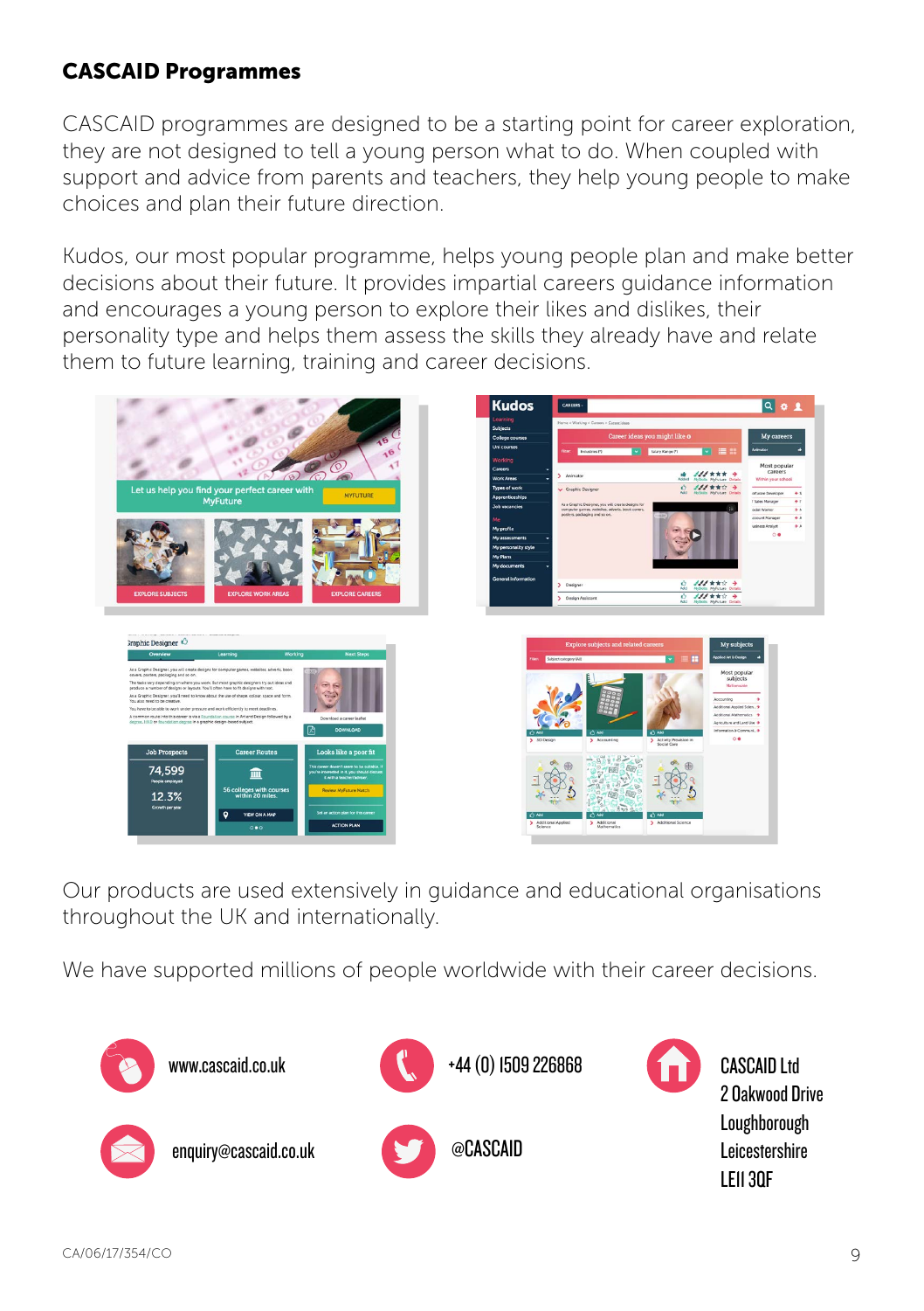## CASCAID Programmes

CASCAID programmes are designed to be a starting point for career exploration, they are not designed to tell a young person what to do. When coupled with support and advice from parents and teachers, they help young people to make choices and plan their future direction.

Kudos, our most popular programme, helps young people plan and make better decisions about their future. It provides impartial careers guidance information and encourages a young person to explore their likes and dislikes, their personality type and helps them assess the skills they already have and relate them to future learning, training and career decisions.

Our products are used extensively in guidance and educational organisations throughout the UK and internationally.

We have supported millions of people worldwide with their career decisions.

www.cascaid.co.uk

enquiry@cascaid.co.uk

+44 (0) 1509 226868

@CASCAID

CASCAID Ltd
2 Oakwood Drive
Loughborough
Leicestershire
LE11 3QF

CA/06/17/354/CO